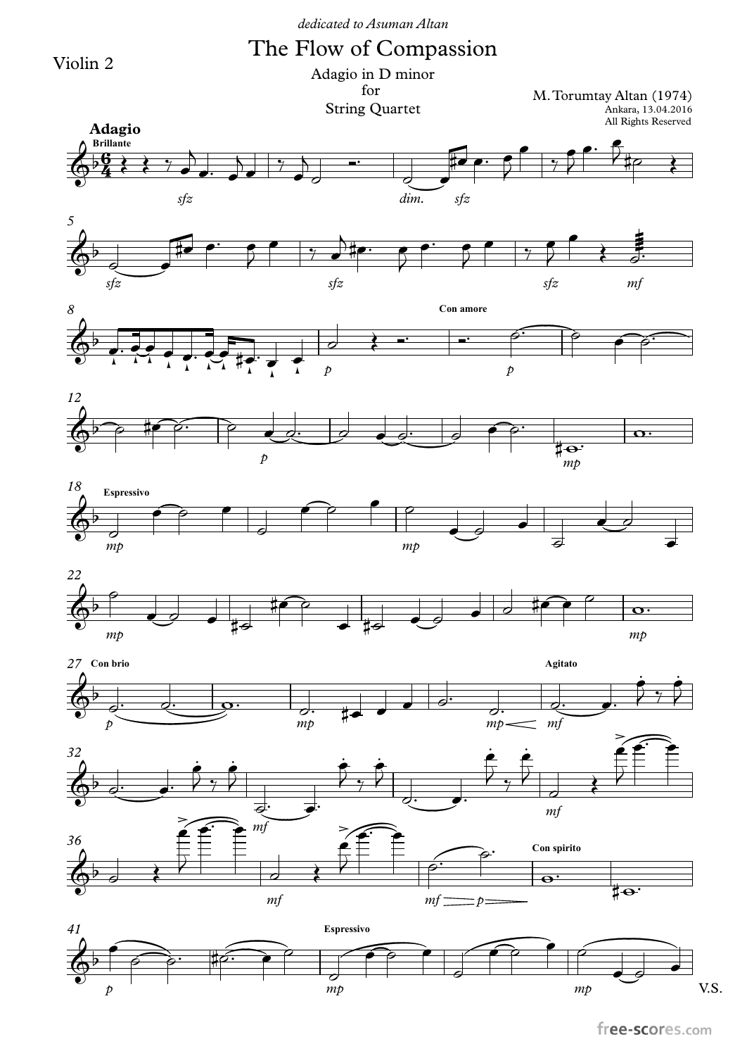dedicated to Asuman Altan

# The Flow of Compassion

Violin 2

Adagio in D minor
for
String Quartet

M. Torumtay Altan (1974)
Ankara, 13.04.2016
All Rights Reserved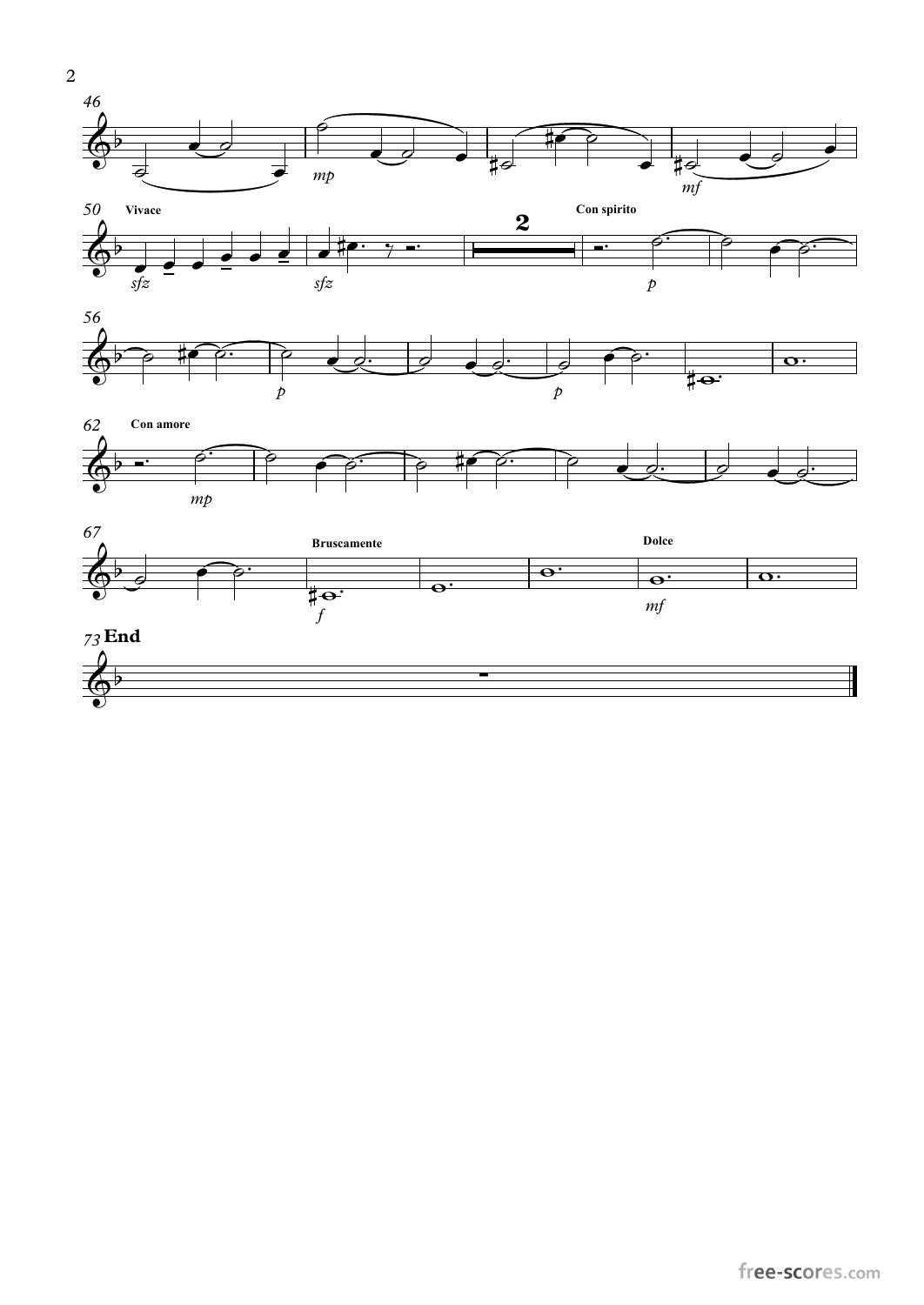Vivace

Con spirito

Con amore

Bruscamente

Dolce

**End**